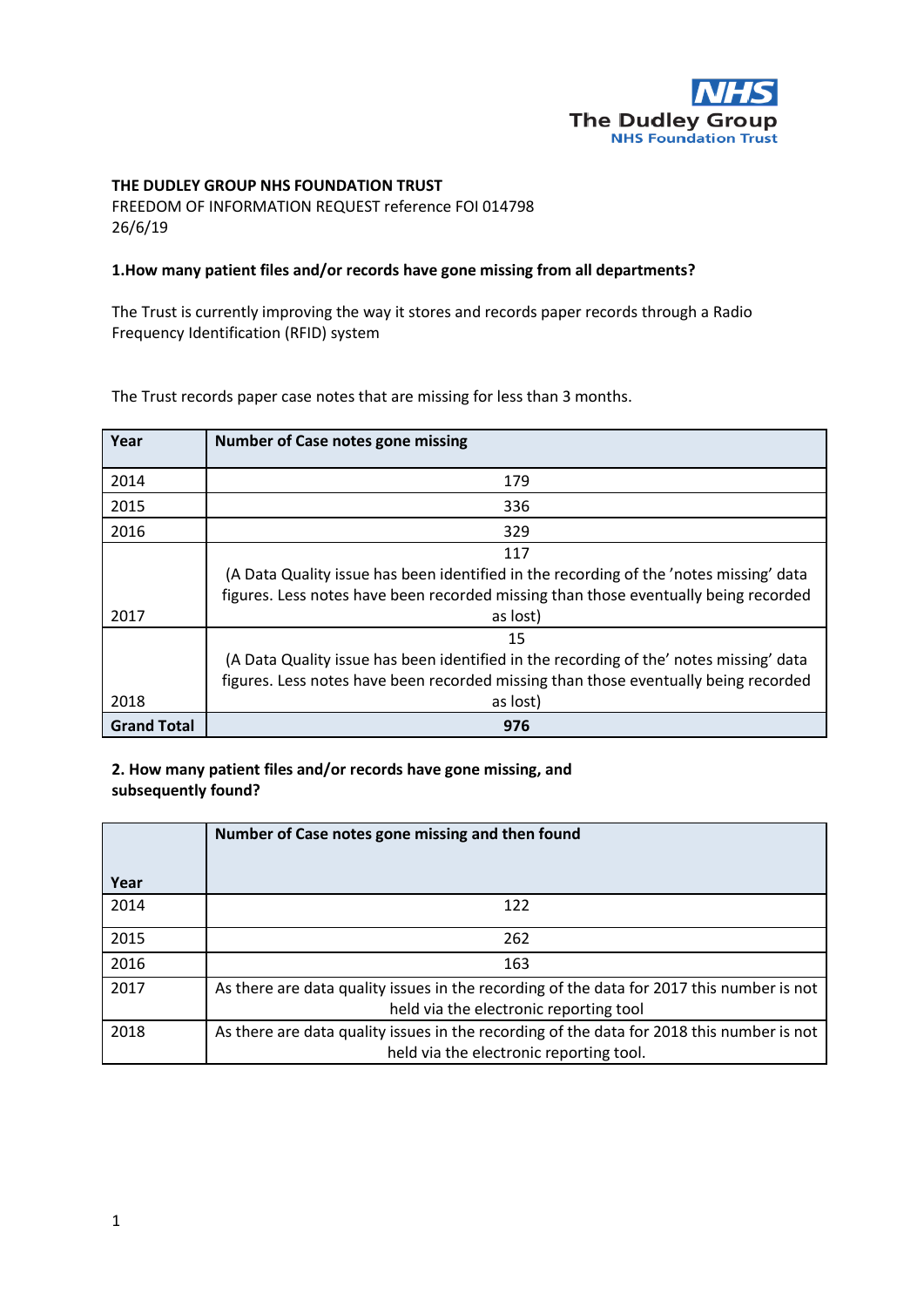**THE DUDLEY GROUP NHS FOUNDATION TRUST**
FREEDOM OF INFORMATION REQUEST reference FOI 014798
26/6/19

**1.How many patient files and/or records have gone missing from all departments?**

The Trust is currently improving the way it stores and records paper records through a Radio Frequency Identification (RFID) system

The Trust records paper case notes that are missing for less than 3 months.

| Year | Number of Case notes gone missing |
|---|---|
| 2014 | 179 |
| 2015 | 336 |
| 2016 | 329 |
| 2017 | 117 (A Data Quality issue has been identified in the recording of the 'notes missing' data figures. Less notes have been recorded missing than those eventually being recorded as lost) |
| 2018 | 15 (A Data Quality issue has been identified in the recording of the' notes missing' data figures. Less notes have been recorded missing than those eventually being recorded as lost) |
| **Grand Total** | **976** |

**2. How many patient files and/or records have gone missing, and subsequently found?**

| Year | Number of Case notes gone missing and then found |
|---|---|
| 2014 | 122 |
| 2015 | 262 |
| 2016 | 163 |
| 2017 | As there are data quality issues in the recording of the data for 2017 this number is not held via the electronic reporting tool |
| 2018 | As there are data quality issues in the recording of the data for 2018 this number is not held via the electronic reporting tool. |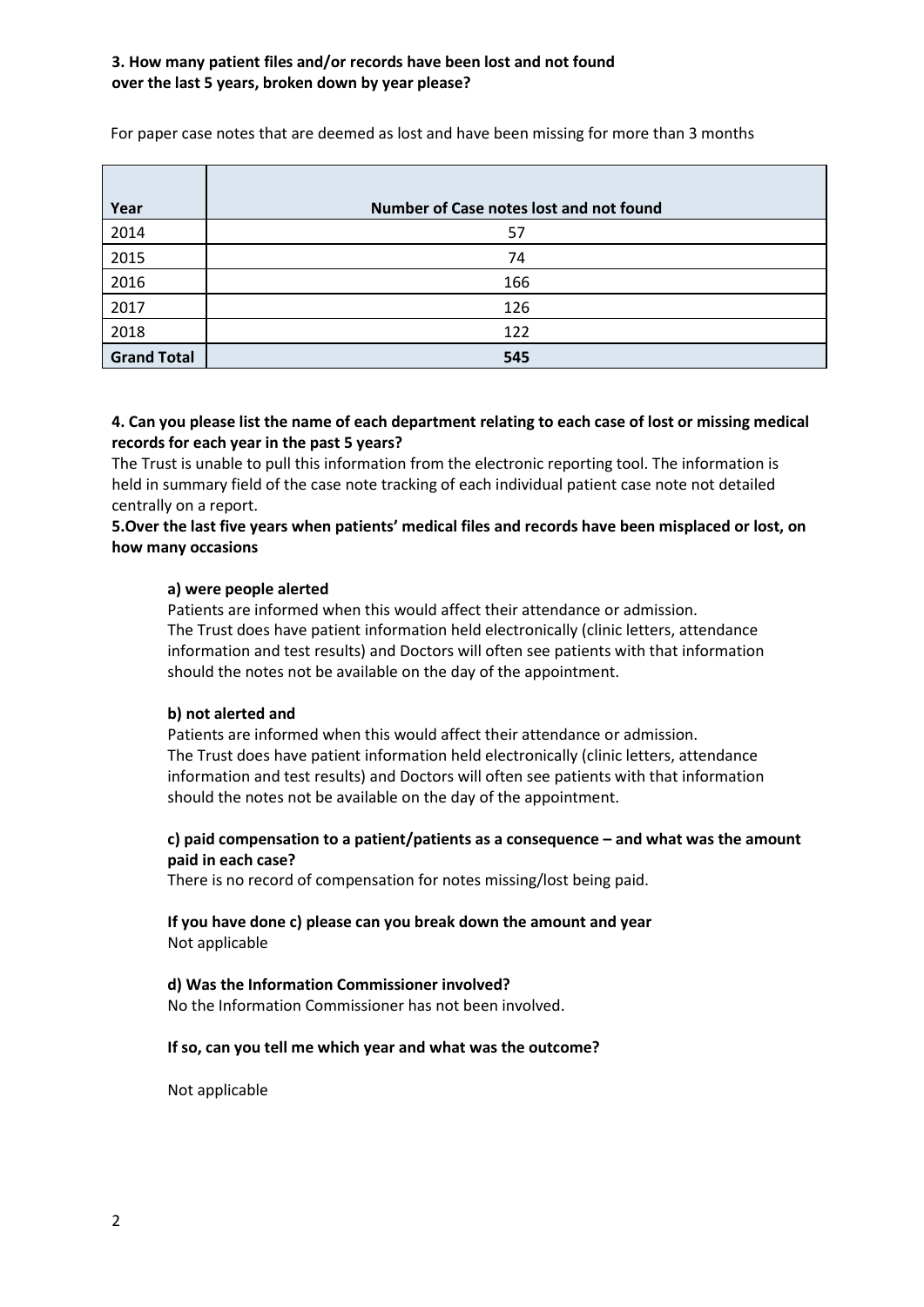**3. How many patient files and/or records have been lost and not found over the last 5 years, broken down by year please?**

For paper case notes that are deemed as lost and have been missing for more than 3 months

| Year | Number of Case notes lost and not found |
|---|---|
| 2014 | 57 |
| 2015 | 74 |
| 2016 | 166 |
| 2017 | 126 |
| 2018 | 122 |
| **Grand Total** | **545** |

**4. Can you please list the name of each department relating to each case of lost or missing medical records for each year in the past 5 years?**

The Trust is unable to pull this information from the electronic reporting tool. The information is held in summary field of the case note tracking of each individual patient case note not detailed centrally on a report.

**5.Over the last five years when patients' medical files and records have been misplaced or lost, on how many occasions**

**a) were people alerted**

Patients are informed when this would affect their attendance or admission.
The Trust does have patient information held electronically (clinic letters, attendance information and test results) and Doctors will often see patients with that information should the notes not be available on the day of the appointment.

**b) not alerted and**

Patients are informed when this would affect their attendance or admission.
The Trust does have patient information held electronically (clinic letters, attendance information and test results) and Doctors will often see patients with that information should the notes not be available on the day of the appointment.

**c) paid compensation to a patient/patients as a consequence – and what was the amount paid in each case?**

There is no record of compensation for notes missing/lost being paid.

**If you have done c) please can you break down the amount and year**

Not applicable

**d) Was the Information Commissioner involved?**

No the Information Commissioner has not been involved.

**If so, can you tell me which year and what was the outcome?**

Not applicable